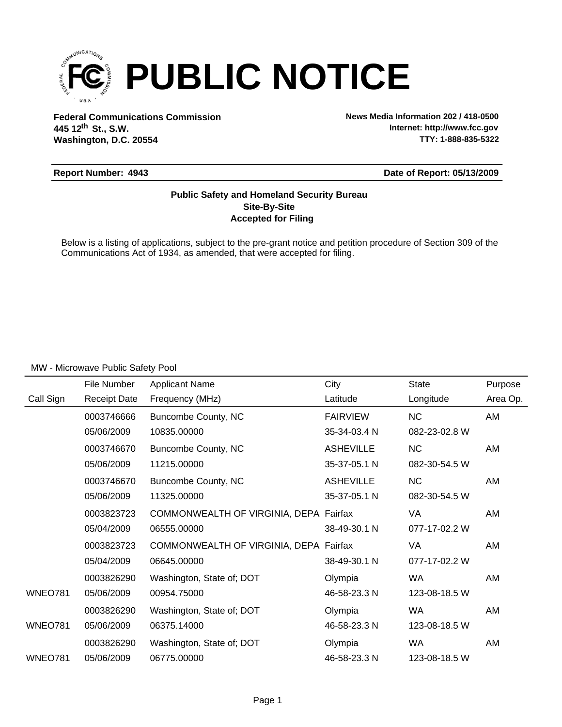# PUBLIC NOTICE

**Federal Communications Commission**
**445 12th St., S.W.**
**Washington, D.C. 20554**

**News Media Information 202 / 418-0500**
**Internet: http://www.fcc.gov**
**TTY: 1-888-835-5322**

**Report Number: 4943** | **Date of Report: 05/13/2009**

**Public Safety and Homeland Security Bureau**
**Site-By-Site**
**Accepted for Filing**

Below is a listing of applications, subject to the pre-grant notice and petition procedure of Section 309 of the Communications Act of 1934, as amended, that were accepted for filing.

MW - Microwave Public Safety Pool

| Call Sign | File Number / Receipt Date | Applicant Name / Frequency (MHz) | City / Latitude | State / Longitude | Purpose / Area Op. |
|---|---|---|---|---|---|
| | 0003746666 | Buncombe County, NC | FAIRVIEW | NC | AM |
| | 05/06/2009 | 10835.00000 | 35-34-03.4 N | 082-23-02.8 W | |
| | 0003746670 | Buncombe County, NC | ASHEVILLE | NC | AM |
| | 05/06/2009 | 11215.00000 | 35-37-05.1 N | 082-30-54.5 W | |
| | 0003746670 | Buncombe County, NC | ASHEVILLE | NC | AM |
| | 05/06/2009 | 11325.00000 | 35-37-05.1 N | 082-30-54.5 W | |
| | 0003823723 | COMMONWEALTH OF VIRGINIA, DEPA | Fairfax | VA | AM |
| | 05/04/2009 | 06555.00000 | 38-49-30.1 N | 077-17-02.2 W | |
| | 0003823723 | COMMONWEALTH OF VIRGINIA, DEPA | Fairfax | VA | AM |
| | 05/04/2009 | 06645.00000 | 38-49-30.1 N | 077-17-02.2 W | |
| | 0003826290 | Washington, State of; DOT | Olympia | WA | AM |
| WNEO781 | 05/06/2009 | 00954.75000 | 46-58-23.3 N | 123-08-18.5 W | |
| | 0003826290 | Washington, State of; DOT | Olympia | WA | AM |
| WNEO781 | 05/06/2009 | 06375.14000 | 46-58-23.3 N | 123-08-18.5 W | |
| | 0003826290 | Washington, State of; DOT | Olympia | WA | AM |
| WNEO781 | 05/06/2009 | 06775.00000 | 46-58-23.3 N | 123-08-18.5 W | |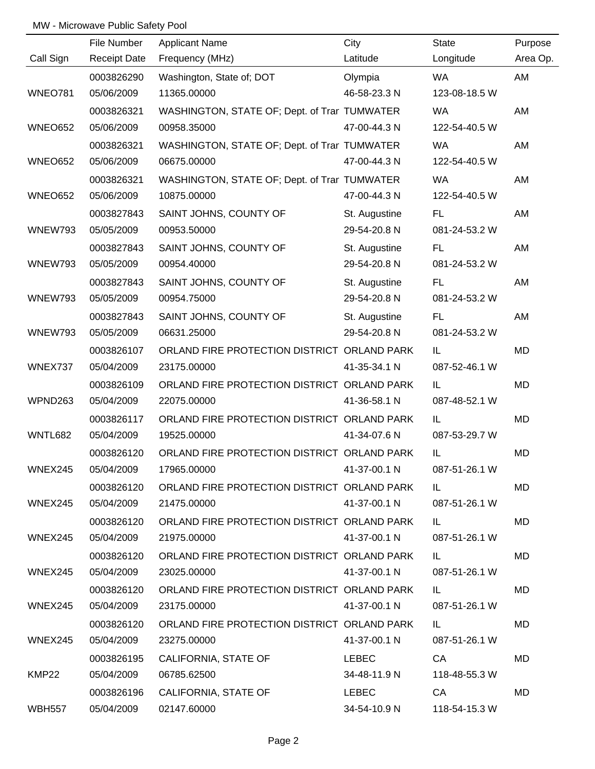MW - Microwave Public Safety Pool

| Call Sign | File Number<br>Receipt Date | Applicant Name<br>Frequency (MHz) | City<br>Latitude | State<br>Longitude | Purpose<br>Area Op. |
|---|---|---|---|---|---|
| WNEO781 | 0003826290<br>05/06/2009 | Washington, State of; DOT<br>11365.00000 | Olympia<br>46-58-23.3 N | WA<br>123-08-18.5 W | AM |
| WNEO652 | 0003826321<br>05/06/2009 | WASHINGTON, STATE OF; Dept. of Trar<br>00958.35000 | TUMWATER<br>47-00-44.3 N | WA<br>122-54-40.5 W | AM |
| WNEO652 | 0003826321<br>05/06/2009 | WASHINGTON, STATE OF; Dept. of Trar<br>06675.00000 | TUMWATER<br>47-00-44.3 N | WA<br>122-54-40.5 W | AM |
| WNEO652 | 0003826321<br>05/06/2009 | WASHINGTON, STATE OF; Dept. of Trar<br>10875.00000 | TUMWATER<br>47-00-44.3 N | WA<br>122-54-40.5 W | AM |
| WNEW793 | 0003827843<br>05/05/2009 | SAINT JOHNS, COUNTY OF<br>00953.50000 | St. Augustine<br>29-54-20.8 N | FL<br>081-24-53.2 W | AM |
| WNEW793 | 0003827843<br>05/05/2009 | SAINT JOHNS, COUNTY OF<br>00954.40000 | St. Augustine<br>29-54-20.8 N | FL<br>081-24-53.2 W | AM |
| WNEW793 | 0003827843<br>05/05/2009 | SAINT JOHNS, COUNTY OF<br>00954.75000 | St. Augustine<br>29-54-20.8 N | FL<br>081-24-53.2 W | AM |
| WNEW793 | 0003827843<br>05/05/2009 | SAINT JOHNS, COUNTY OF<br>06631.25000 | St. Augustine<br>29-54-20.8 N | FL<br>081-24-53.2 W | AM |
| WNEX737 | 0003826107<br>05/04/2009 | ORLAND FIRE PROTECTION DISTRICT<br>23175.00000 | ORLAND PARK<br>41-35-34.1 N | IL<br>087-52-46.1 W | MD |
| WPND263 | 0003826109<br>05/04/2009 | ORLAND FIRE PROTECTION DISTRICT<br>22075.00000 | ORLAND PARK<br>41-36-58.1 N | IL<br>087-48-52.1 W | MD |
| WNTL682 | 0003826117<br>05/04/2009 | ORLAND FIRE PROTECTION DISTRICT<br>19525.00000 | ORLAND PARK<br>41-34-07.6 N | IL<br>087-53-29.7 W | MD |
| WNEX245 | 0003826120<br>05/04/2009 | ORLAND FIRE PROTECTION DISTRICT<br>17965.00000 | ORLAND PARK<br>41-37-00.1 N | IL<br>087-51-26.1 W | MD |
| WNEX245 | 0003826120<br>05/04/2009 | ORLAND FIRE PROTECTION DISTRICT<br>21475.00000 | ORLAND PARK<br>41-37-00.1 N | IL<br>087-51-26.1 W | MD |
| WNEX245 | 0003826120<br>05/04/2009 | ORLAND FIRE PROTECTION DISTRICT<br>21975.00000 | ORLAND PARK<br>41-37-00.1 N | IL<br>087-51-26.1 W | MD |
| WNEX245 | 0003826120<br>05/04/2009 | ORLAND FIRE PROTECTION DISTRICT<br>23025.00000 | ORLAND PARK<br>41-37-00.1 N | IL<br>087-51-26.1 W | MD |
| WNEX245 | 0003826120<br>05/04/2009 | ORLAND FIRE PROTECTION DISTRICT<br>23175.00000 | ORLAND PARK<br>41-37-00.1 N | IL<br>087-51-26.1 W | MD |
| WNEX245 | 0003826120<br>05/04/2009 | ORLAND FIRE PROTECTION DISTRICT<br>23275.00000 | ORLAND PARK<br>41-37-00.1 N | IL<br>087-51-26.1 W | MD |
| KMP22 | 0003826195<br>05/04/2009 | CALIFORNIA, STATE OF<br>06785.62500 | LEBEC<br>34-48-11.9 N | CA<br>118-48-55.3 W | MD |
| WBH557 | 0003826196<br>05/04/2009 | CALIFORNIA, STATE OF<br>02147.60000 | LEBEC<br>34-54-10.9 N | CA<br>118-54-15.3 W | MD |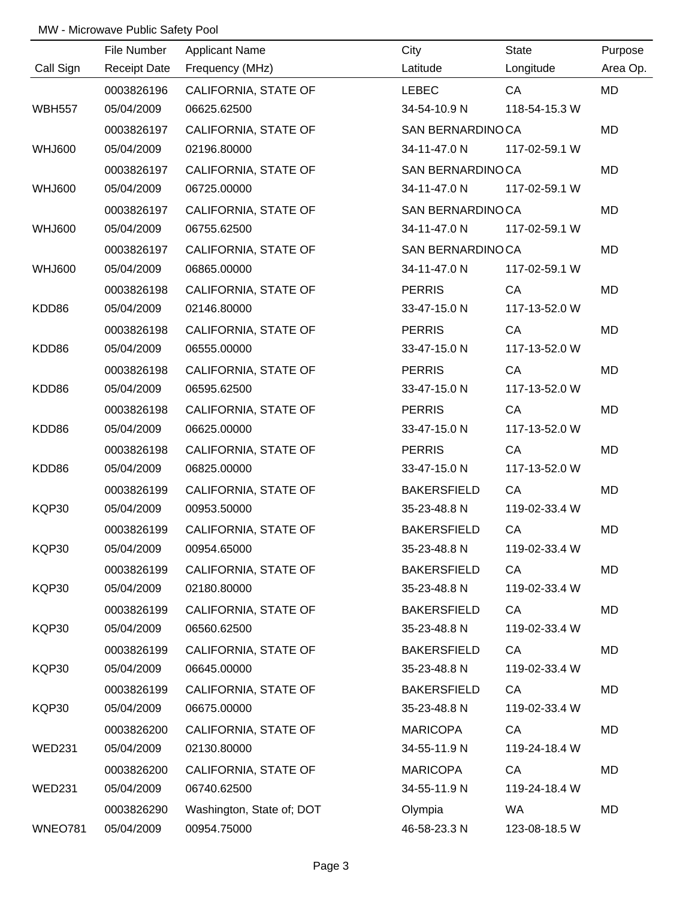MW - Microwave Public Safety Pool

| Call Sign | File Number / Receipt Date | Applicant Name / Frequency (MHz) | City / Latitude | State / Longitude | Purpose / Area Op. |
|---|---|---|---|---|---|
| | 0003826196 | CALIFORNIA, STATE OF | LEBEC | CA | MD |
| WBH557 | 05/04/2009 | 06625.62500 | 34-54-10.9 N | 118-54-15.3 W | |
| | 0003826197 | CALIFORNIA, STATE OF | SAN BERNARDINO | CA | MD |
| WHJ600 | 05/04/2009 | 02196.80000 | 34-11-47.0 N | 117-02-59.1 W | |
| | 0003826197 | CALIFORNIA, STATE OF | SAN BERNARDINO | CA | MD |
| WHJ600 | 05/04/2009 | 06725.00000 | 34-11-47.0 N | 117-02-59.1 W | |
| | 0003826197 | CALIFORNIA, STATE OF | SAN BERNARDINO | CA | MD |
| WHJ600 | 05/04/2009 | 06755.62500 | 34-11-47.0 N | 117-02-59.1 W | |
| | 0003826197 | CALIFORNIA, STATE OF | SAN BERNARDINO | CA | MD |
| WHJ600 | 05/04/2009 | 06865.00000 | 34-11-47.0 N | 117-02-59.1 W | |
| | 0003826198 | CALIFORNIA, STATE OF | PERRIS | CA | MD |
| KDD86 | 05/04/2009 | 02146.80000 | 33-47-15.0 N | 117-13-52.0 W | |
| | 0003826198 | CALIFORNIA, STATE OF | PERRIS | CA | MD |
| KDD86 | 05/04/2009 | 06555.00000 | 33-47-15.0 N | 117-13-52.0 W | |
| | 0003826198 | CALIFORNIA, STATE OF | PERRIS | CA | MD |
| KDD86 | 05/04/2009 | 06595.62500 | 33-47-15.0 N | 117-13-52.0 W | |
| | 0003826198 | CALIFORNIA, STATE OF | PERRIS | CA | MD |
| KDD86 | 05/04/2009 | 06625.00000 | 33-47-15.0 N | 117-13-52.0 W | |
| | 0003826198 | CALIFORNIA, STATE OF | PERRIS | CA | MD |
| KDD86 | 05/04/2009 | 06825.00000 | 33-47-15.0 N | 117-13-52.0 W | |
| | 0003826199 | CALIFORNIA, STATE OF | BAKERSFIELD | CA | MD |
| KQP30 | 05/04/2009 | 00953.50000 | 35-23-48.8 N | 119-02-33.4 W | |
| | 0003826199 | CALIFORNIA, STATE OF | BAKERSFIELD | CA | MD |
| KQP30 | 05/04/2009 | 00954.65000 | 35-23-48.8 N | 119-02-33.4 W | |
| | 0003826199 | CALIFORNIA, STATE OF | BAKERSFIELD | CA | MD |
| KQP30 | 05/04/2009 | 02180.80000 | 35-23-48.8 N | 119-02-33.4 W | |
| | 0003826199 | CALIFORNIA, STATE OF | BAKERSFIELD | CA | MD |
| KQP30 | 05/04/2009 | 06560.62500 | 35-23-48.8 N | 119-02-33.4 W | |
| | 0003826199 | CALIFORNIA, STATE OF | BAKERSFIELD | CA | MD |
| KQP30 | 05/04/2009 | 06645.00000 | 35-23-48.8 N | 119-02-33.4 W | |
| | 0003826199 | CALIFORNIA, STATE OF | BAKERSFIELD | CA | MD |
| KQP30 | 05/04/2009 | 06675.00000 | 35-23-48.8 N | 119-02-33.4 W | |
| | 0003826200 | CALIFORNIA, STATE OF | MARICOPA | CA | MD |
| WED231 | 05/04/2009 | 02130.80000 | 34-55-11.9 N | 119-24-18.4 W | |
| | 0003826200 | CALIFORNIA, STATE OF | MARICOPA | CA | MD |
| WED231 | 05/04/2009 | 06740.62500 | 34-55-11.9 N | 119-24-18.4 W | |
| | 0003826290 | Washington, State of; DOT | Olympia | WA | MD |
| WNEO781 | 05/04/2009 | 00954.75000 | 46-58-23.3 N | 123-08-18.5 W | |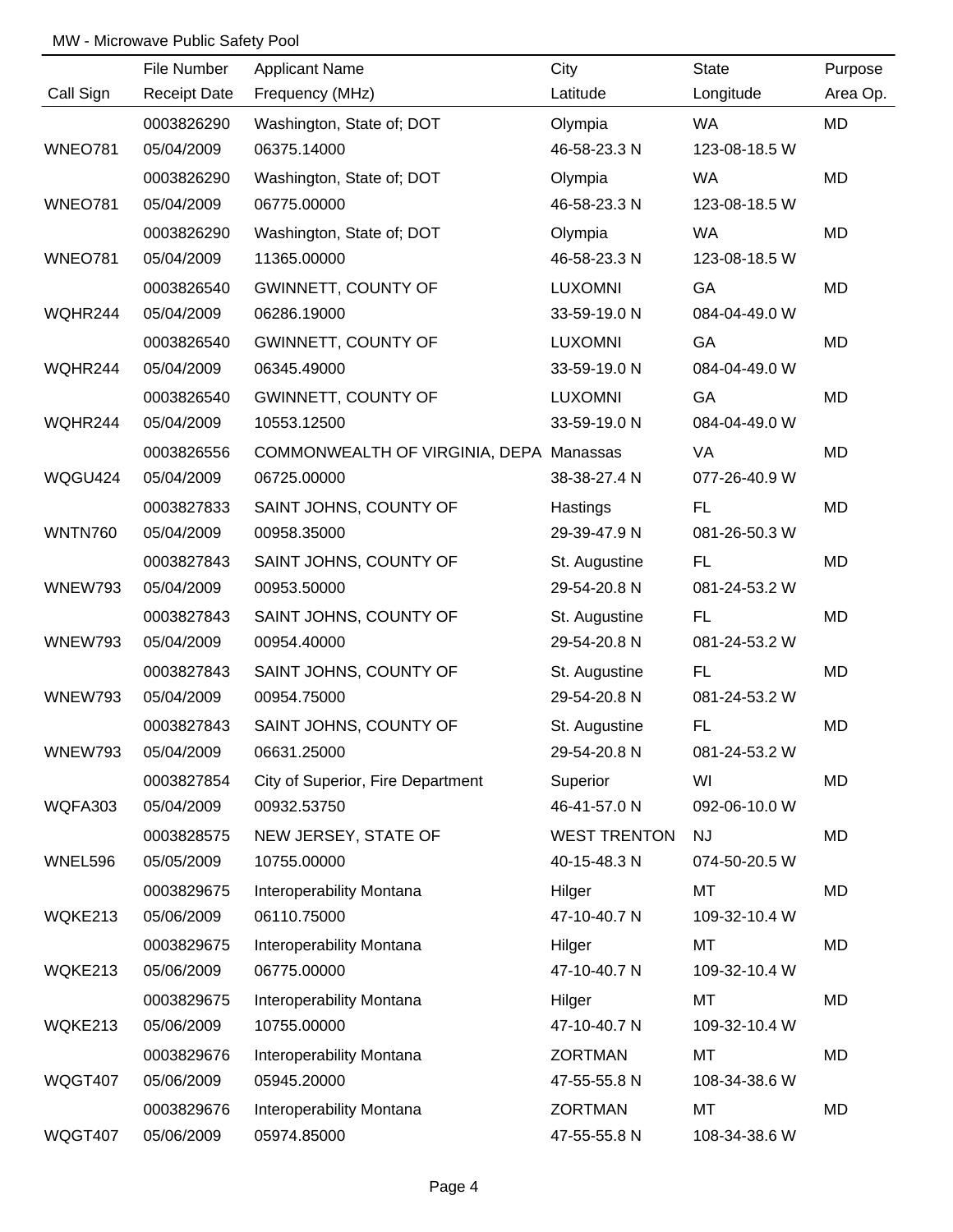MW - Microwave Public Safety Pool

| Call Sign | File Number<br>Receipt Date | Applicant Name<br>Frequency (MHz) | City<br>Latitude | State<br>Longitude | Purpose<br>Area Op. |
|---|---|---|---|---|---|
| WNEO781 | 0003826290<br>05/04/2009 | Washington, State of; DOT<br>06375.14000 | Olympia<br>46-58-23.3 N | WA<br>123-08-18.5 W | MD |
| WNEO781 | 0003826290<br>05/04/2009 | Washington, State of; DOT<br>06775.00000 | Olympia<br>46-58-23.3 N | WA<br>123-08-18.5 W | MD |
| WNEO781 | 0003826290<br>05/04/2009 | Washington, State of; DOT<br>11365.00000 | Olympia<br>46-58-23.3 N | WA<br>123-08-18.5 W | MD |
| WQHR244 | 0003826540<br>05/04/2009 | GWINNETT, COUNTY OF<br>06286.19000 | LUXOMNI<br>33-59-19.0 N | GA<br>084-04-49.0 W | MD |
| WQHR244 | 0003826540<br>05/04/2009 | GWINNETT, COUNTY OF<br>06345.49000 | LUXOMNI<br>33-59-19.0 N | GA<br>084-04-49.0 W | MD |
| WQHR244 | 0003826540<br>05/04/2009 | GWINNETT, COUNTY OF<br>10553.12500 | LUXOMNI<br>33-59-19.0 N | GA<br>084-04-49.0 W | MD |
| WQGU424 | 0003826556<br>05/04/2009 | COMMONWEALTH OF VIRGINIA, DEPA<br>06725.00000 | Manassas<br>38-38-27.4 N | VA<br>077-26-40.9 W | MD |
| WNTN760 | 0003827833<br>05/04/2009 | SAINT JOHNS, COUNTY OF<br>00958.35000 | Hastings<br>29-39-47.9 N | FL<br>081-26-50.3 W | MD |
| WNEW793 | 0003827843<br>05/04/2009 | SAINT JOHNS, COUNTY OF<br>00953.50000 | St. Augustine<br>29-54-20.8 N | FL<br>081-24-53.2 W | MD |
| WNEW793 | 0003827843<br>05/04/2009 | SAINT JOHNS, COUNTY OF<br>00954.40000 | St. Augustine<br>29-54-20.8 N | FL<br>081-24-53.2 W | MD |
| WNEW793 | 0003827843<br>05/04/2009 | SAINT JOHNS, COUNTY OF<br>00954.75000 | St. Augustine<br>29-54-20.8 N | FL<br>081-24-53.2 W | MD |
| WNEW793 | 0003827843<br>05/04/2009 | SAINT JOHNS, COUNTY OF<br>06631.25000 | St. Augustine<br>29-54-20.8 N | FL<br>081-24-53.2 W | MD |
| WQFA303 | 0003827854<br>05/04/2009 | City of Superior, Fire Department<br>00932.53750 | Superior<br>46-41-57.0 N | WI<br>092-06-10.0 W | MD |
| WNEL596 | 0003828575<br>05/05/2009 | NEW JERSEY, STATE OF<br>10755.00000 | WEST TRENTON<br>40-15-48.3 N | NJ<br>074-50-20.5 W | MD |
| WQKE213 | 0003829675<br>05/06/2009 | Interoperability Montana<br>06110.75000 | Hilger<br>47-10-40.7 N | MT<br>109-32-10.4 W | MD |
| WQKE213 | 0003829675<br>05/06/2009 | Interoperability Montana<br>06775.00000 | Hilger<br>47-10-40.7 N | MT<br>109-32-10.4 W | MD |
| WQKE213 | 0003829675<br>05/06/2009 | Interoperability Montana<br>10755.00000 | Hilger<br>47-10-40.7 N | MT<br>109-32-10.4 W | MD |
| WQGT407 | 0003829676<br>05/06/2009 | Interoperability Montana<br>05945.20000 | ZORTMAN<br>47-55-55.8 N | MT<br>108-34-38.6 W | MD |
| WQGT407 | 0003829676<br>05/06/2009 | Interoperability Montana<br>05974.85000 | ZORTMAN<br>47-55-55.8 N | MT<br>108-34-38.6 W | MD |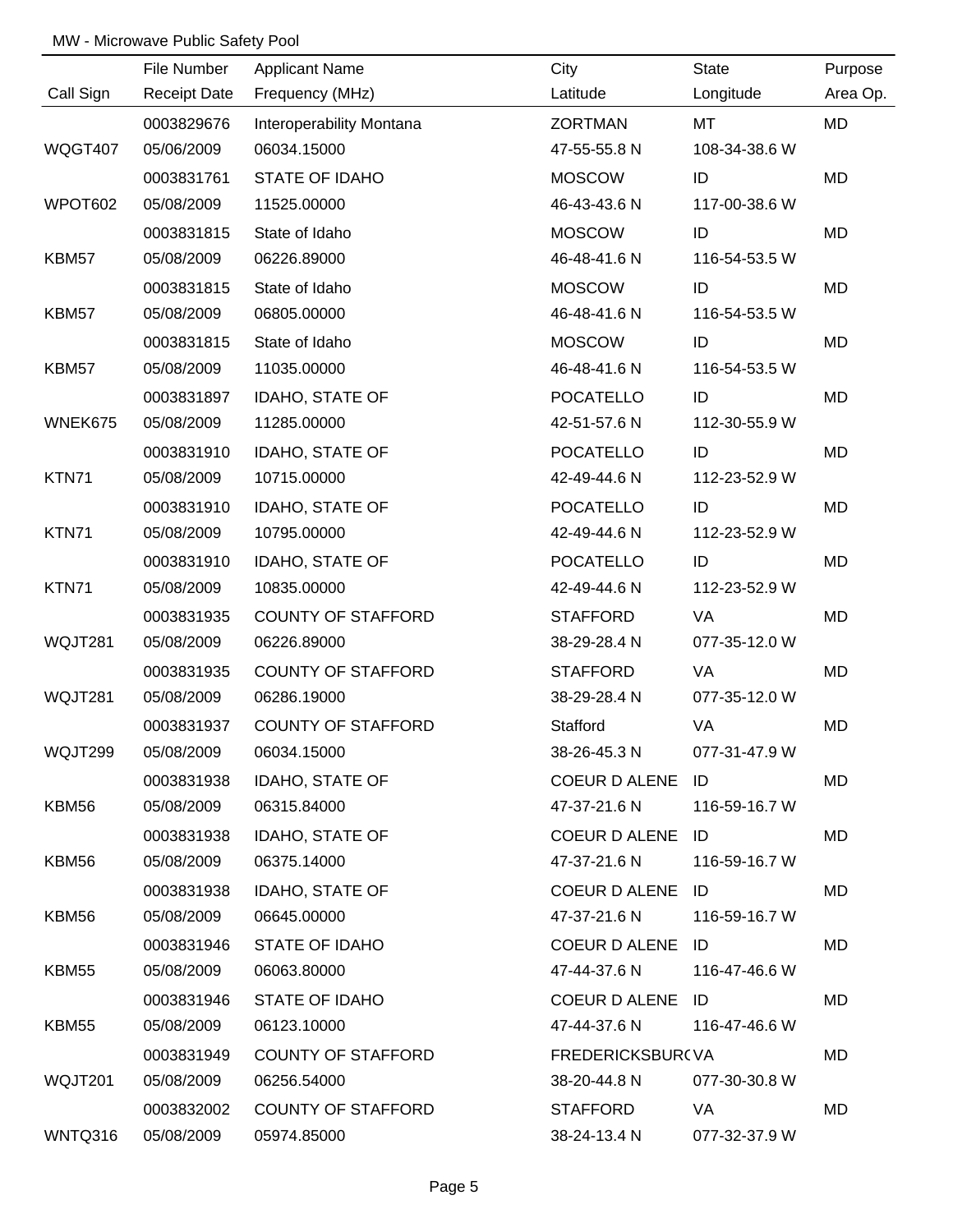MW - Microwave Public Safety Pool

| Call Sign | File Number / Receipt Date | Applicant Name / Frequency (MHz) | City / Latitude | State / Longitude | Purpose / Area Op. |
|---|---|---|---|---|---|
| | 0003829676 | Interoperability Montana | ZORTMAN | MT | MD |
| WQGT407 | 05/06/2009 | 06034.15000 | 47-55-55.8 N | 108-34-38.6 W | |
| | 0003831761 | STATE OF IDAHO | MOSCOW | ID | MD |
| WPOT602 | 05/08/2009 | 11525.00000 | 46-43-43.6 N | 117-00-38.6 W | |
| | 0003831815 | State of Idaho | MOSCOW | ID | MD |
| KBM57 | 05/08/2009 | 06226.89000 | 46-48-41.6 N | 116-54-53.5 W | |
| | 0003831815 | State of Idaho | MOSCOW | ID | MD |
| KBM57 | 05/08/2009 | 06805.00000 | 46-48-41.6 N | 116-54-53.5 W | |
| | 0003831815 | State of Idaho | MOSCOW | ID | MD |
| KBM57 | 05/08/2009 | 11035.00000 | 46-48-41.6 N | 116-54-53.5 W | |
| | 0003831897 | IDAHO, STATE OF | POCATELLO | ID | MD |
| WNEK675 | 05/08/2009 | 11285.00000 | 42-51-57.6 N | 112-30-55.9 W | |
| | 0003831910 | IDAHO, STATE OF | POCATELLO | ID | MD |
| KTN71 | 05/08/2009 | 10715.00000 | 42-49-44.6 N | 112-23-52.9 W | |
| | 0003831910 | IDAHO, STATE OF | POCATELLO | ID | MD |
| KTN71 | 05/08/2009 | 10795.00000 | 42-49-44.6 N | 112-23-52.9 W | |
| | 0003831910 | IDAHO, STATE OF | POCATELLO | ID | MD |
| KTN71 | 05/08/2009 | 10835.00000 | 42-49-44.6 N | 112-23-52.9 W | |
| | 0003831935 | COUNTY OF STAFFORD | STAFFORD | VA | MD |
| WQJT281 | 05/08/2009 | 06226.89000 | 38-29-28.4 N | 077-35-12.0 W | |
| | 0003831935 | COUNTY OF STAFFORD | STAFFORD | VA | MD |
| WQJT281 | 05/08/2009 | 06286.19000 | 38-29-28.4 N | 077-35-12.0 W | |
| | 0003831937 | COUNTY OF STAFFORD | Stafford | VA | MD |
| WQJT299 | 05/08/2009 | 06034.15000 | 38-26-45.3 N | 077-31-47.9 W | |
| | 0003831938 | IDAHO, STATE OF | COEUR D ALENE | ID | MD |
| KBM56 | 05/08/2009 | 06315.84000 | 47-37-21.6 N | 116-59-16.7 W | |
| | 0003831938 | IDAHO, STATE OF | COEUR D ALENE | ID | MD |
| KBM56 | 05/08/2009 | 06375.14000 | 47-37-21.6 N | 116-59-16.7 W | |
| | 0003831938 | IDAHO, STATE OF | COEUR D ALENE | ID | MD |
| KBM56 | 05/08/2009 | 06645.00000 | 47-37-21.6 N | 116-59-16.7 W | |
| | 0003831946 | STATE OF IDAHO | COEUR D ALENE | ID | MD |
| KBM55 | 05/08/2009 | 06063.80000 | 47-44-37.6 N | 116-47-46.6 W | |
| | 0003831946 | STATE OF IDAHO | COEUR D ALENE | ID | MD |
| KBM55 | 05/08/2009 | 06123.10000 | 47-44-37.6 N | 116-47-46.6 W | |
| | 0003831949 | COUNTY OF STAFFORD | FREDERICKSBUR( | VA | MD |
| WQJT201 | 05/08/2009 | 06256.54000 | 38-20-44.8 N | 077-30-30.8 W | |
| | 0003832002 | COUNTY OF STAFFORD | STAFFORD | VA | MD |
| WNTQ316 | 05/08/2009 | 05974.85000 | 38-24-13.4 N | 077-32-37.9 W | |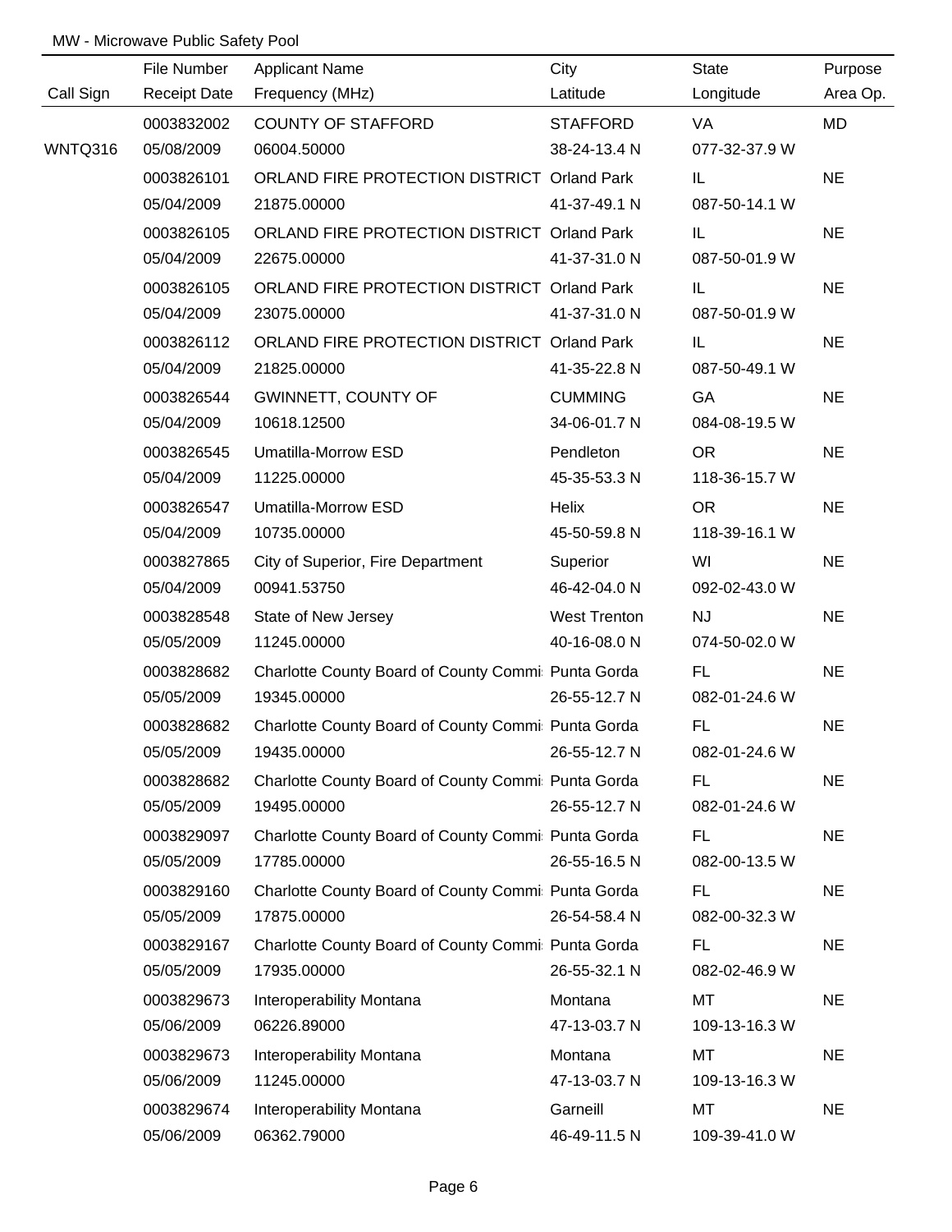MW - Microwave Public Safety Pool

| Call Sign | File Number<br>Receipt Date | Applicant Name<br>Frequency (MHz) | City<br>Latitude | State<br>Longitude | Purpose<br>Area Op. |
|---|---|---|---|---|---|
| WNTQ316 | 0003832002<br>05/08/2009 | COUNTY OF STAFFORD<br>06004.50000 | STAFFORD<br>38-24-13.4 N | VA<br>077-32-37.9 W | MD |
| | 0003826101<br>05/04/2009 | ORLAND FIRE PROTECTION DISTRICT<br>21875.00000 | Orland Park<br>41-37-49.1 N | IL<br>087-50-14.1 W | NE |
| | 0003826105<br>05/04/2009 | ORLAND FIRE PROTECTION DISTRICT<br>22675.00000 | Orland Park<br>41-37-31.0 N | IL<br>087-50-01.9 W | NE |
| | 0003826105<br>05/04/2009 | ORLAND FIRE PROTECTION DISTRICT<br>23075.00000 | Orland Park<br>41-37-31.0 N | IL<br>087-50-01.9 W | NE |
| | 0003826112<br>05/04/2009 | ORLAND FIRE PROTECTION DISTRICT<br>21825.00000 | Orland Park<br>41-35-22.8 N | IL<br>087-50-49.1 W | NE |
| | 0003826544<br>05/04/2009 | GWINNETT, COUNTY OF<br>10618.12500 | CUMMING<br>34-06-01.7 N | GA<br>084-08-19.5 W | NE |
| | 0003826545<br>05/04/2009 | Umatilla-Morrow ESD<br>11225.00000 | Pendleton<br>45-35-53.3 N | OR<br>118-36-15.7 W | NE |
| | 0003826547<br>05/04/2009 | Umatilla-Morrow ESD<br>10735.00000 | Helix<br>45-50-59.8 N | OR<br>118-39-16.1 W | NE |
| | 0003827865<br>05/04/2009 | City of Superior, Fire Department<br>00941.53750 | Superior<br>46-42-04.0 N | WI<br>092-02-43.0 W | NE |
| | 0003828548<br>05/05/2009 | State of New Jersey<br>11245.00000 | West Trenton<br>40-16-08.0 N | NJ<br>074-50-02.0 W | NE |
| | 0003828682<br>05/05/2009 | Charlotte County Board of County Commi<br>19345.00000 | Punta Gorda<br>26-55-12.7 N | FL<br>082-01-24.6 W | NE |
| | 0003828682<br>05/05/2009 | Charlotte County Board of County Commi<br>19435.00000 | Punta Gorda<br>26-55-12.7 N | FL<br>082-01-24.6 W | NE |
| | 0003828682<br>05/05/2009 | Charlotte County Board of County Commi<br>19495.00000 | Punta Gorda<br>26-55-12.7 N | FL<br>082-01-24.6 W | NE |
| | 0003829097<br>05/05/2009 | Charlotte County Board of County Commi<br>17785.00000 | Punta Gorda<br>26-55-16.5 N | FL<br>082-00-13.5 W | NE |
| | 0003829160<br>05/05/2009 | Charlotte County Board of County Commi<br>17875.00000 | Punta Gorda<br>26-54-58.4 N | FL<br>082-00-32.3 W | NE |
| | 0003829167<br>05/05/2009 | Charlotte County Board of County Commi<br>17935.00000 | Punta Gorda<br>26-55-32.1 N | FL<br>082-02-46.9 W | NE |
| | 0003829673<br>05/06/2009 | Interoperability Montana<br>06226.89000 | Montana<br>47-13-03.7 N | MT<br>109-13-16.3 W | NE |
| | 0003829673<br>05/06/2009 | Interoperability Montana<br>11245.00000 | Montana<br>47-13-03.7 N | MT<br>109-13-16.3 W | NE |
| | 0003829674<br>05/06/2009 | Interoperability Montana<br>06362.79000 | Garneill<br>46-49-11.5 N | MT<br>109-39-41.0 W | NE |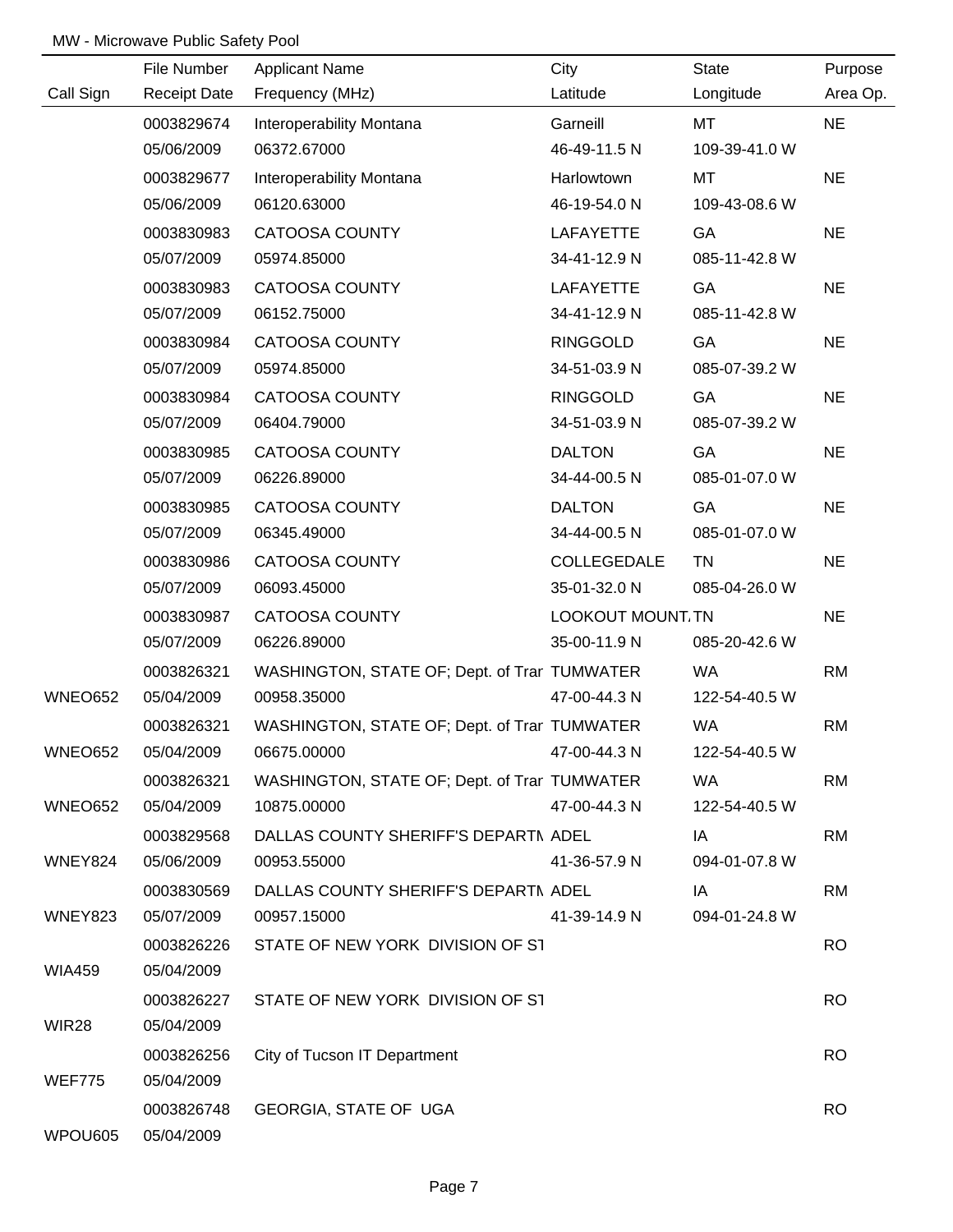MW - Microwave Public Safety Pool

| Call Sign | File Number / Receipt Date | Applicant Name / Frequency (MHz) | City / Latitude | State / Longitude | Purpose / Area Op. |
|---|---|---|---|---|---|
| | 0003829674 | Interoperability Montana | Garneill | MT | NE |
| | 05/06/2009 | 06372.67000 | 46-49-11.5 N | 109-39-41.0 W | |
| | 0003829677 | Interoperability Montana | Harlowtown | MT | NE |
| | 05/06/2009 | 06120.63000 | 46-19-54.0 N | 109-43-08.6 W | |
| | 0003830983 | CATOOSA COUNTY | LAFAYETTE | GA | NE |
| | 05/07/2009 | 05974.85000 | 34-41-12.9 N | 085-11-42.8 W | |
| | 0003830983 | CATOOSA COUNTY | LAFAYETTE | GA | NE |
| | 05/07/2009 | 06152.75000 | 34-41-12.9 N | 085-11-42.8 W | |
| | 0003830984 | CATOOSA COUNTY | RINGGOLD | GA | NE |
| | 05/07/2009 | 05974.85000 | 34-51-03.9 N | 085-07-39.2 W | |
| | 0003830984 | CATOOSA COUNTY | RINGGOLD | GA | NE |
| | 05/07/2009 | 06404.79000 | 34-51-03.9 N | 085-07-39.2 W | |
| | 0003830985 | CATOOSA COUNTY | DALTON | GA | NE |
| | 05/07/2009 | 06226.89000 | 34-44-00.5 N | 085-01-07.0 W | |
| | 0003830985 | CATOOSA COUNTY | DALTON | GA | NE |
| | 05/07/2009 | 06345.49000 | 34-44-00.5 N | 085-01-07.0 W | |
| | 0003830986 | CATOOSA COUNTY | COLLEGEDALE | TN | NE |
| | 05/07/2009 | 06093.45000 | 35-01-32.0 N | 085-04-26.0 W | |
| | 0003830987 | CATOOSA COUNTY | LOOKOUT MOUNT. | TN | NE |
| | 05/07/2009 | 06226.89000 | 35-00-11.9 N | 085-20-42.6 W | |
| | 0003826321 | WASHINGTON, STATE OF; Dept. of Trar | TUMWATER | WA | RM |
| WNEO652 | 05/04/2009 | 00958.35000 | 47-00-44.3 N | 122-54-40.5 W | |
| | 0003826321 | WASHINGTON, STATE OF; Dept. of Trar | TUMWATER | WA | RM |
| WNEO652 | 05/04/2009 | 06675.00000 | 47-00-44.3 N | 122-54-40.5 W | |
| | 0003826321 | WASHINGTON, STATE OF; Dept. of Trar | TUMWATER | WA | RM |
| WNEO652 | 05/04/2009 | 10875.00000 | 47-00-44.3 N | 122-54-40.5 W | |
| | 0003829568 | DALLAS COUNTY SHERIFF'S DEPARTM | ADEL | IA | RM |
| WNEY824 | 05/06/2009 | 00953.55000 | 41-36-57.9 N | 094-01-07.8 W | |
| | 0003830569 | DALLAS COUNTY SHERIFF'S DEPARTM | ADEL | IA | RM |
| WNEY823 | 05/07/2009 | 00957.15000 | 41-39-14.9 N | 094-01-24.8 W | |
| | 0003826226 | STATE OF NEW YORK DIVISION OF ST | | | RO |
| WIA459 | 05/04/2009 | | | | |
| | 0003826227 | STATE OF NEW YORK DIVISION OF ST | | | RO |
| WIR28 | 05/04/2009 | | | | |
| | 0003826256 | City of Tucson IT Department | | | RO |
| WEF775 | 05/04/2009 | | | | |
| | 0003826748 | GEORGIA, STATE OF UGA | | | RO |
| WPOU605 | 05/04/2009 | | | | |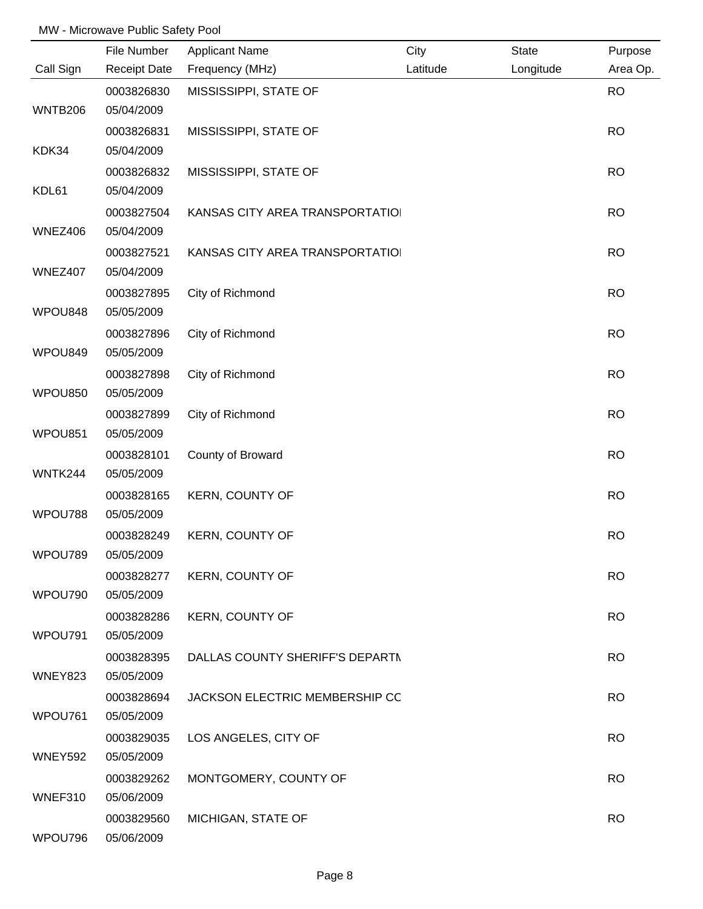MW - Microwave Public Safety Pool

| Call Sign | File Number / Receipt Date | Applicant Name / Frequency (MHz) | City / Latitude | State / Longitude | Purpose / Area Op. |
|---|---|---|---|---|---|
| WNTB206 | 0003826830 05/04/2009 | MISSISSIPPI, STATE OF | | | RO |
| KDK34 | 0003826831 05/04/2009 | MISSISSIPPI, STATE OF | | | RO |
| KDL61 | 0003826832 05/04/2009 | MISSISSIPPI, STATE OF | | | RO |
| WNEZ406 | 0003827504 05/04/2009 | KANSAS CITY AREA TRANSPORTATIO | | | RO |
| WNEZ407 | 0003827521 05/04/2009 | KANSAS CITY AREA TRANSPORTATIO | | | RO |
| WPOU848 | 0003827895 05/05/2009 | City of Richmond | | | RO |
| WPOU849 | 0003827896 05/05/2009 | City of Richmond | | | RO |
| WPOU850 | 0003827898 05/05/2009 | City of Richmond | | | RO |
| WPOU851 | 0003827899 05/05/2009 | City of Richmond | | | RO |
| WNTK244 | 0003828101 05/05/2009 | County of Broward | | | RO |
| WPOU788 | 0003828165 05/05/2009 | KERN, COUNTY OF | | | RO |
| WPOU789 | 0003828249 05/05/2009 | KERN, COUNTY OF | | | RO |
| WPOU790 | 0003828277 05/05/2009 | KERN, COUNTY OF | | | RO |
| WPOU791 | 0003828286 05/05/2009 | KERN, COUNTY OF | | | RO |
| WNEY823 | 0003828395 05/05/2009 | DALLAS COUNTY SHERIFF'S DEPARTM | | | RO |
| WPOU761 | 0003828694 05/05/2009 | JACKSON ELECTRIC MEMBERSHIP CC | | | RO |
| WNEY592 | 0003829035 05/05/2009 | LOS ANGELES, CITY OF | | | RO |
| WNEF310 | 0003829262 05/06/2009 | MONTGOMERY, COUNTY OF | | | RO |
| WPOU796 | 0003829560 05/06/2009 | MICHIGAN, STATE OF | | | RO |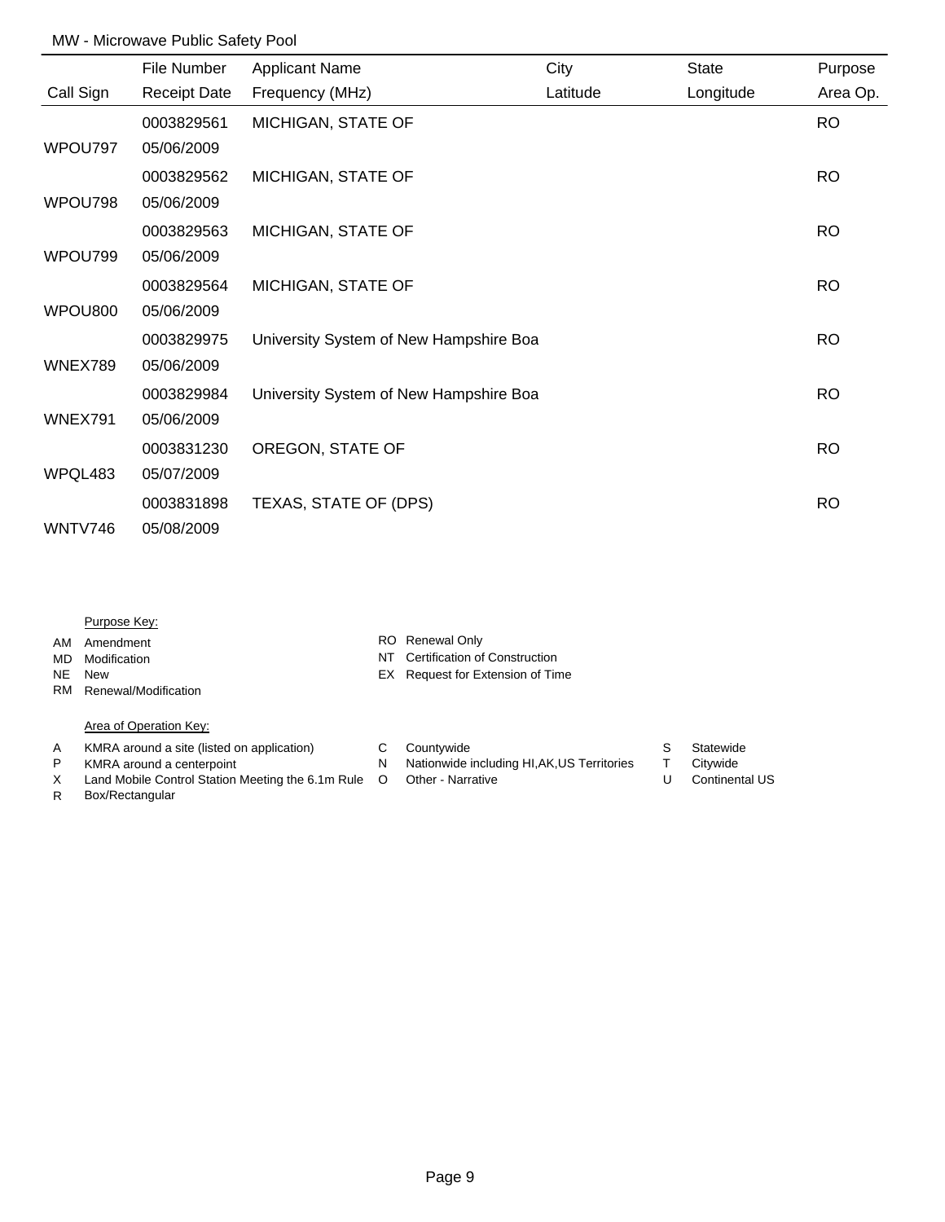MW - Microwave Public Safety Pool

| Call Sign | File Number / Receipt Date | Applicant Name / Frequency (MHz) | City / Latitude | State / Longitude | Purpose / Area Op. |
|---|---|---|---|---|---|
| | 0003829561 | MICHIGAN, STATE OF | | | RO |
| WPOU797 | 05/06/2009 | | | | |
| | 0003829562 | MICHIGAN, STATE OF | | | RO |
| WPOU798 | 05/06/2009 | | | | |
| | 0003829563 | MICHIGAN, STATE OF | | | RO |
| WPOU799 | 05/06/2009 | | | | |
| | 0003829564 | MICHIGAN, STATE OF | | | RO |
| WPOU800 | 05/06/2009 | | | | |
| | 0003829975 | University System of New Hampshire Boa | | | RO |
| WNEX789 | 05/06/2009 | | | | |
| | 0003829984 | University System of New Hampshire Boa | | | RO |
| WNEX791 | 05/06/2009 | | | | |
| | 0003831230 | OREGON, STATE OF | | | RO |
| WPQL483 | 05/07/2009 | | | | |
| | 0003831898 | TEXAS, STATE OF (DPS) | | | RO |
| WNTV746 | 05/08/2009 | | | | |

Purpose Key:

- AM Amendment
- MD Modification
- NE New
- RM Renewal/Modification
- RO Renewal Only
- NT Certification of Construction
- EX Request for Extension of Time

Area of Operation Key:

- A KMRA around a site (listed on application)
- P KMRA around a centerpoint
- X Land Mobile Control Station Meeting the 6.1m Rule
- R Box/Rectangular
- C Countywide
- N Nationwide including HI,AK,US Territories
- O Other - Narrative
- S Statewide
- T Citywide
- U Continental US